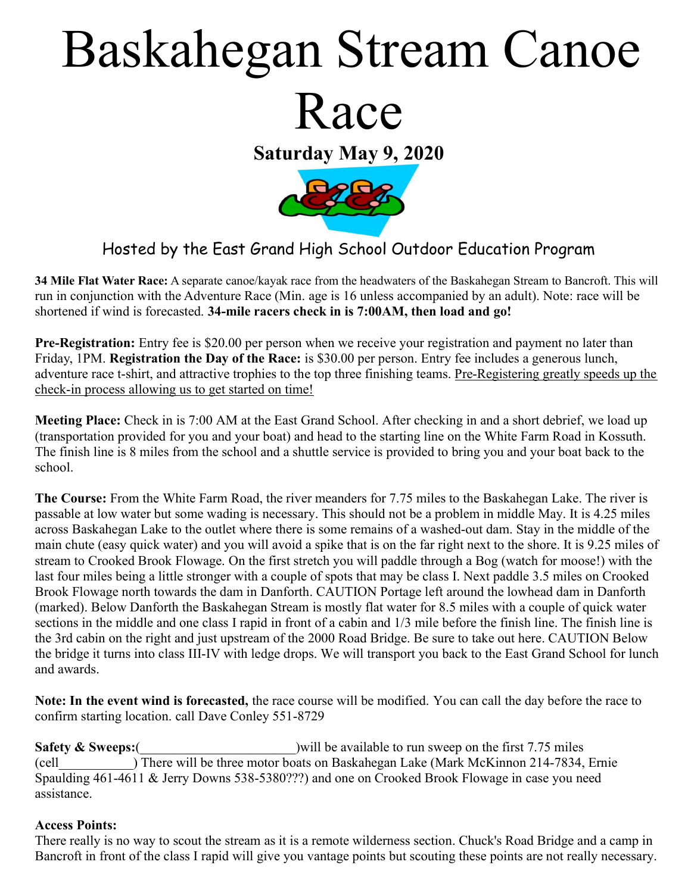# Baskahegan Stream Canoe Race

**Saturday May 9, 2020**

Hosted by the East Grand High School Outdoor Education Program

**34 Mile Flat Water Race:** A separate canoe/kayak race from the headwaters of the Baskahegan Stream to Bancroft. This will run in conjunction with the Adventure Race (Min. age is 16 unless accompanied by an adult). Note: race will be shortened if wind is forecasted. **34-mile racers check in is 7:00AM, then load and go!**

**Pre-Registration:** Entry fee is $20.00 per person when we receive your registration and payment no later than Friday, 1PM. **Registration the Day of the Race:** is $30.00 per person. Entry fee includes a generous lunch, adventure race t-shirt, and attractive trophies to the top three finishing teams. <u>Pre-Registering greatly speeds up the check-in process allowing us to get started on time!</u>

**Meeting Place:** Check in is 7:00 AM at the East Grand School. After checking in and a short debrief, we load up (transportation provided for you and your boat) and head to the starting line on the White Farm Road in Kossuth. The finish line is 8 miles from the school and a shuttle service is provided to bring you and your boat back to the school.

**The Course:** From the White Farm Road, the river meanders for 7.75 miles to the Baskahegan Lake. The river is passable at low water but some wading is necessary. This should not be a problem in middle May. It is 4.25 miles across Baskahegan Lake to the outlet where there is some remains of a washed-out dam. Stay in the middle of the main chute (easy quick water) and you will avoid a spike that is on the far right next to the shore. It is 9.25 miles of stream to Crooked Brook Flowage. On the first stretch you will paddle through a Bog (watch for moose!) with the last four miles being a little stronger with a couple of spots that may be class I. Next paddle 3.5 miles on Crooked Brook Flowage north towards the dam in Danforth. CAUTION Portage left around the lowhead dam in Danforth (marked). Below Danforth the Baskahegan Stream is mostly flat water for 8.5 miles with a couple of quick water sections in the middle and one class I rapid in front of a cabin and 1/3 mile before the finish line. The finish line is the 3rd cabin on the right and just upstream of the 2000 Road Bridge. Be sure to take out here. CAUTION Below the bridge it turns into class III-IV with ledge drops. We will transport you back to the East Grand School for lunch and awards.

**Note: In the event wind is forecasted,** the race course will be modified. You can call the day before the race to confirm starting location. call Dave Conley 551-8729

**Safety & Sweeps:**(______________________)will be available to run sweep on the first 7.75 miles (cell__________) There will be three motor boats on Baskahegan Lake (Mark McKinnon 214-7834, Ernie Spaulding 461-4611 & Jerry Downs 538-5380???) and one on Crooked Brook Flowage in case you need assistance.

**Access Points:**

There really is no way to scout the stream as it is a remote wilderness section. Chuck's Road Bridge and a camp in Bancroft in front of the class I rapid will give you vantage points but scouting these points are not really necessary.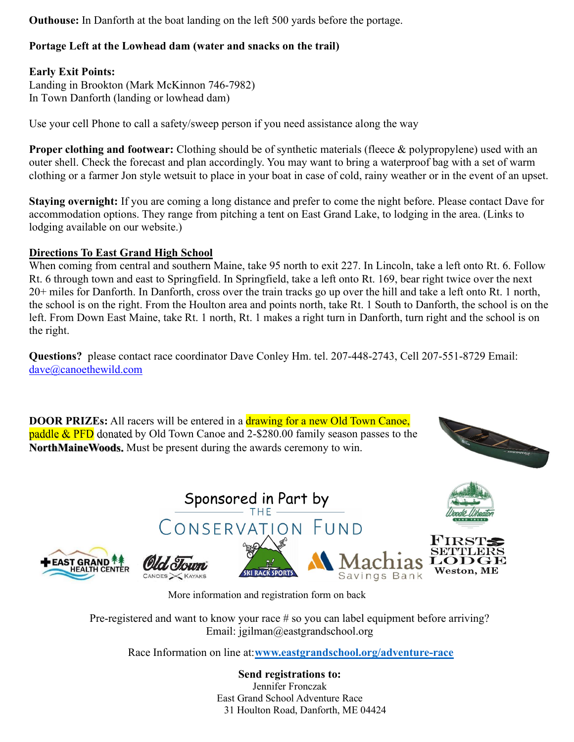**Outhouse:** In Danforth at the boat landing on the left 500 yards before the portage.

**Portage Left at the Lowhead dam (water and snacks on the trail)**

**Early Exit Points:**
Landing in Brookton (Mark McKinnon 746-7982)
In Town Danforth (landing or lowhead dam)

Use your cell Phone to call a safety/sweep person if you need assistance along the way

**Proper clothing and footwear:** Clothing should be of synthetic materials (fleece & polypropylene) used with an outer shell. Check the forecast and plan accordingly. You may want to bring a waterproof bag with a set of warm clothing or a farmer Jon style wetsuit to place in your boat in case of cold, rainy weather or in the event of an upset.

**Staying overnight:** If you are coming a long distance and prefer to come the night before. Please contact Dave for accommodation options. They range from pitching a tent on East Grand Lake, to lodging in the area. (Links to lodging available on our website.)

**Directions To East Grand High School**

When coming from central and southern Maine, take 95 north to exit 227. In Lincoln, take a left onto Rt. 6. Follow Rt. 6 through town and east to Springfield. In Springfield, take a left onto Rt. 169, bear right twice over the next 20+ miles for Danforth. In Danforth, cross over the train tracks go up over the hill and take a left onto Rt. 1 north, the school is on the right. From the Houlton area and points north, take Rt. 1 South to Danforth, the school is on the left. From Down East Maine, take Rt. 1 north, Rt. 1 makes a right turn in Danforth, turn right and the school is on the right.

**Questions?** please contact race coordinator Dave Conley Hm. tel. 207-448-2743, Cell 207-551-8729 Email: dave@canoethewild.com

**DOOR PRIZEs:** All racers will be entered in a drawing for a new Old Town Canoe, paddle & PFD donated by Old Town Canoe and 2-$280.00 family season passes to the **NorthMaineWoods.** Must be present during the awards ceremony to win.

Sponsored in Part by THE CONSERVATION FUND

East Grand Health Center · Old Town Canoes Kayaks · Ski Rack Sports · Machias Savings Bank · Woodie Wheaton Land Trust · First Settlers Lodge Weston, ME

More information and registration form on back

Pre-registered and want to know your race # so you can label equipment before arriving?
Email: jgilman@eastgrandschool.org

Race Information on line at: www.eastgrandschool.org/adventure-race

**Send registrations to:**
Jennifer Fronczak
East Grand School Adventure Race
31 Houlton Road, Danforth, ME 04424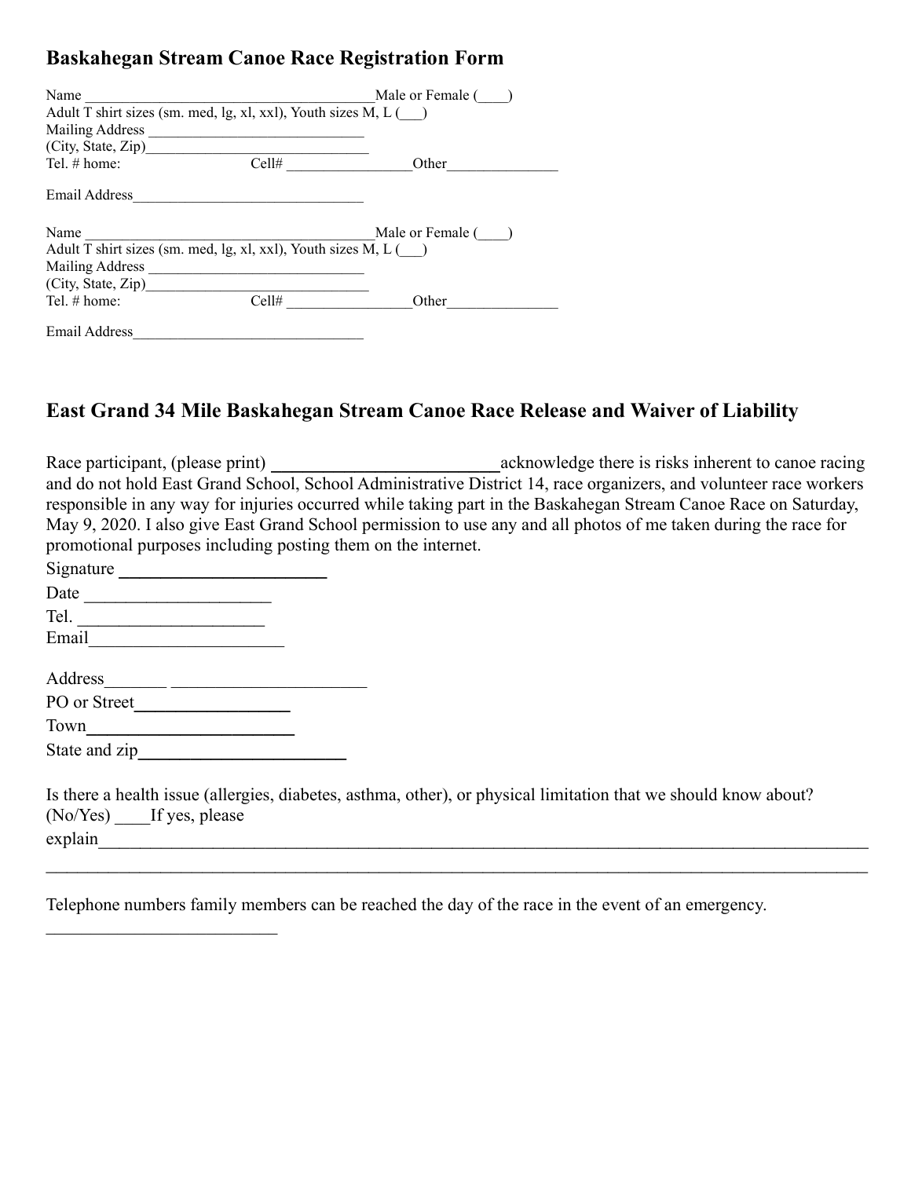## Baskahegan Stream Canoe Race Registration Form

Name \_\_\_\_\_\_\_\_\_\_\_\_\_\_\_\_\_\_\_\_\_\_\_\_\_\_\_\_\_\_\_\_\_\_\_\_\_\_\_\_Male or Female (\_\_\_\_)
Adult T shirt sizes (sm. med, lg, xl, xxl), Youth sizes M, L (\_\_\_)
Mailing Address \_\_\_\_\_\_\_\_\_\_\_\_\_\_\_\_\_\_\_\_\_\_\_\_\_\_\_\_\_\_
(City, State, Zip)\_\_\_\_\_\_\_\_\_\_\_\_\_\_\_\_\_\_\_\_\_\_\_\_\_\_\_\_\_\_\_
Tel. # home: Cell# \_\_\_\_\_\_\_\_\_\_\_\_\_\_\_\_\_Other\_\_\_\_\_\_\_\_\_\_\_\_\_\_\_

Email Address\_\_\_\_\_\_\_\_\_\_\_\_\_\_\_\_\_\_\_\_\_\_\_\_\_\_\_\_\_\_\_

Name \_\_\_\_\_\_\_\_\_\_\_\_\_\_\_\_\_\_\_\_\_\_\_\_\_\_\_\_\_\_\_\_\_\_\_\_\_\_\_\_Male or Female (\_\_\_\_)
Adult T shirt sizes (sm. med, lg, xl, xxl), Youth sizes M, L (\_\_\_)
Mailing Address \_\_\_\_\_\_\_\_\_\_\_\_\_\_\_\_\_\_\_\_\_\_\_\_\_\_\_\_\_\_
(City, State, Zip)\_\_\_\_\_\_\_\_\_\_\_\_\_\_\_\_\_\_\_\_\_\_\_\_\_\_\_\_\_\_\_
Tel. # home: Cell# \_\_\_\_\_\_\_\_\_\_\_\_\_\_\_\_\_Other\_\_\_\_\_\_\_\_\_\_\_\_\_\_\_

Email Address\_\_\_\_\_\_\_\_\_\_\_\_\_\_\_\_\_\_\_\_\_\_\_\_\_\_\_\_\_\_\_

## East Grand 34 Mile Baskahegan Stream Canoe Race Release and Waiver of Liability

Race participant, (please print) \_\_\_\_\_\_\_\_\_\_\_\_\_\_\_\_\_\_\_\_\_\_\_\_\_\_acknowledge there is risks inherent to canoe racing and do not hold East Grand School, School Administrative District 14, race organizers, and volunteer race workers responsible in any way for injuries occurred while taking part in the Baskahegan Stream Canoe Race on Saturday, May 9, 2020. I also give East Grand School permission to use any and all photos of me taken during the race for promotional purposes including posting them on the internet.

Signature \_\_\_\_\_\_\_\_\_\_\_\_\_\_\_\_\_\_\_\_\_\_\_
Date \_\_\_\_\_\_\_\_\_\_\_\_\_\_\_\_\_\_\_\_\_
Tel. \_\_\_\_\_\_\_\_\_\_\_\_\_\_\_\_\_\_\_\_\_
Email\_\_\_\_\_\_\_\_\_\_\_\_\_\_\_\_\_\_\_\_\_\_

Address\_\_\_\_\_\_\_ \_\_\_\_\_\_\_\_\_\_\_\_\_\_\_\_\_\_\_\_\_\_
PO or Street\_\_\_\_\_\_\_\_\_\_\_\_\_\_\_\_\_\_
Town\_\_\_\_\_\_\_\_\_\_\_\_\_\_\_\_\_\_\_\_\_\_\_\_
State and zip\_\_\_\_\_\_\_\_\_\_\_\_\_\_\_\_\_\_\_\_\_\_\_\_

Is there a health issue (allergies, diabetes, asthma, other), or physical limitation that we should know about? (No/Yes) \_\_\_\_If yes, please explain\_\_\_\_\_\_\_\_\_\_\_\_\_\_\_\_\_\_\_\_\_\_\_\_\_\_\_\_\_\_\_\_\_\_\_\_\_\_\_\_\_\_\_\_\_\_\_\_\_\_\_\_\_\_\_\_\_\_\_\_\_\_\_\_\_\_\_\_\_\_\_\_\_\_\_\_\_\_\_\_\_\_\_\_\_\_\_\_\_\_\_\_\_\_\_\_
\_\_\_\_\_\_\_\_\_\_\_\_\_\_\_\_\_\_\_\_\_\_\_\_\_\_\_\_\_\_\_\_\_\_\_\_\_\_\_\_\_\_\_\_\_\_\_\_\_\_\_\_\_\_\_\_\_\_\_\_\_\_\_\_\_\_\_\_\_\_\_\_\_\_\_\_\_\_\_\_\_\_\_\_\_\_\_\_\_\_\_\_\_\_\_\_\_\_\_\_\_\_

Telephone numbers family members can be reached the day of the race in the event of an emergency.
\_\_\_\_\_\_\_\_\_\_\_\_\_\_\_\_\_\_\_\_\_\_\_\_\_\_